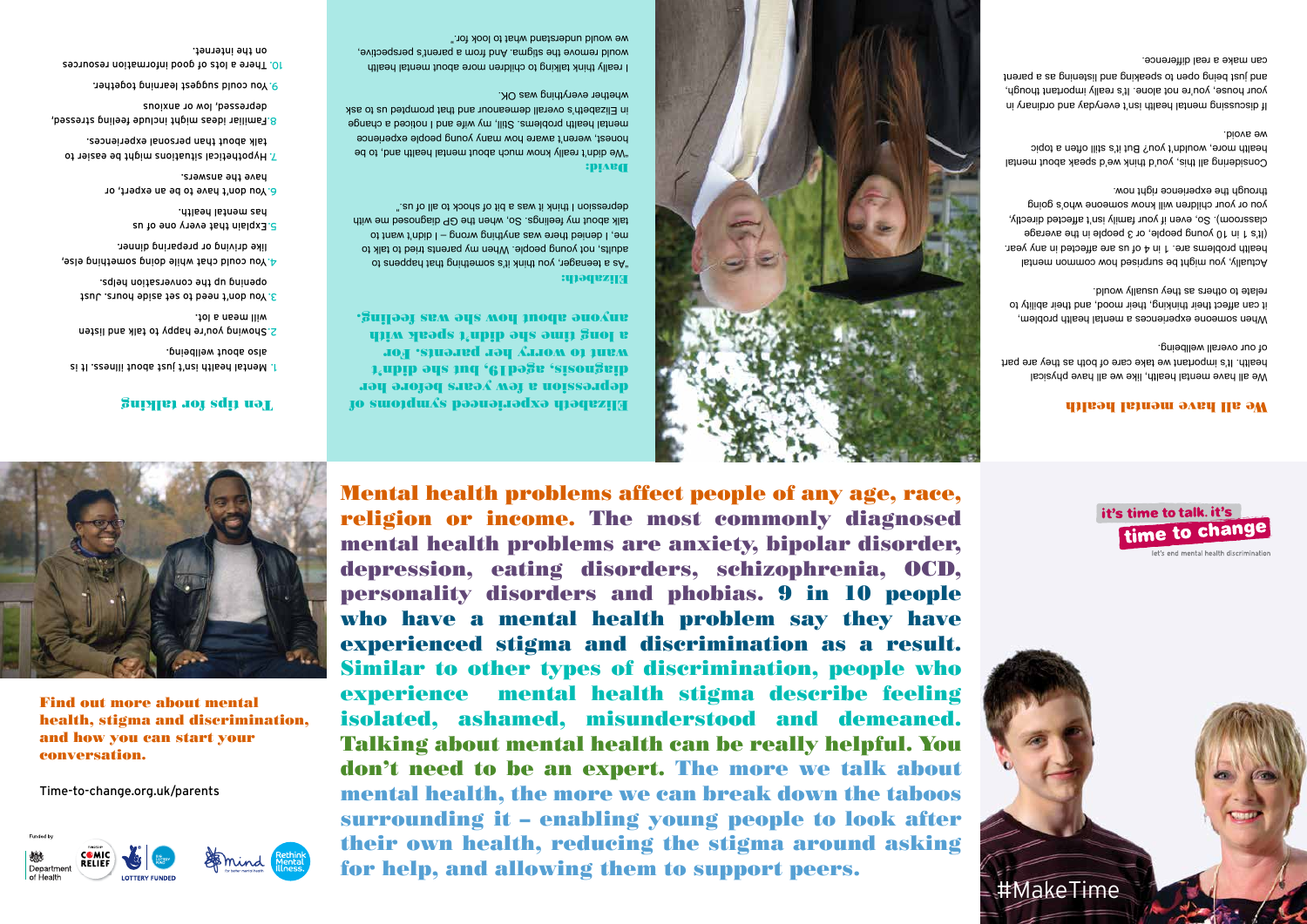## We all have mental health

We all have mental health, like we all have physical health. It's important we take care of both as they are part of our overall wellbeing.

When someone experiences a mental health problem, it can affect their thinking, their mood, and their ability to relate to others as they usually would.

Actually, you might be surprised how common mental health problems are. 1 in 4 of us are affected in any year. (It's 1 in 10 young people, or 3 people in the average classroom). So, even if your family isn't affected directly, you or your children will know someone who's going through the experience right now.

Considering all this, you'd think we'd speak about mental health more, wouldn't you? But it's still often a topic we avoid.

If discussing mental health isn't everyday and ordinary in your house, you're not alone. It's really important though, and just being open to speaking and listening as a parent can make a real difference.

**Elizabeth experienced symptoms of depression a few years before her diagnosis, aged 19, but she didn't want to worry her parents. For a long time she didn't speak with anyone about how she was feeling.**

**Elizabeth:**

"As a teenager, you think it's something that happens to adults, not young people. When my parents tried to talk to me, I denied there was anything wrong – I didn't want to talk about my feelings. So, when the GP diagnosed me with depression I think it was a bit of shock to all of us."

**David:**

"We didn't really know much about mental health and, to be honest, weren't aware how many young people experience mental health problems. Still, my wife and I noticed a change in Elizabeth's overall demeanour and that prompted us to ask whether everything was OK.

I really think talking to children more about mental health would remove the stigma. And from a parent's perspective, we would understand what to look for."

## Ten tips for talking

1. Mental health isn't just about illness. It is also about wellbeing.
2. Showing you're happy to talk and listen will mean a lot.
3. You don't need to set aside hours. Just opening up the conversation helps.
4. You could chat while doing something else, like driving or preparing dinner.
5. Explain that every one of us has mental health.
6. You don't have to be an expert, or have the answers.
7. Hypothetical situations might be easier to talk about than personal experiences.
8. Familiar ideas might include feeling stressed, depressed, low or anxious.
9. You could suggest learning together.
10. There a lots of good information resources on the internet.

it's time to talk. it's time to change

let's end mental health discrimination

#MakeTime

**Mental health problems affect people of any age, race, religion or income. The most commonly diagnosed mental health problems are anxiety, bipolar disorder, depression, eating disorders, schizophrenia, OCD, personality disorders and phobias. 9 in 10 people who have a mental health problem say they have experienced stigma and discrimination as a result. Similar to other types of discrimination, people who experience mental health stigma describe feeling isolated, ashamed, misunderstood and demeaned. Talking about mental health can be really helpful. You don't need to be an expert. The more we talk about mental health, the more we can break down the taboos surrounding it – enabling young people to look after their own health, reducing the stigma around asking for help, and allowing them to support peers.**

**Find out more about mental health, stigma and discrimination, and how you can start your conversation.**

Time-to-change.org.uk/parents

Funded by

Department of Health · Comic Relief · Lottery Funded · Mind · Rethink Mental Illness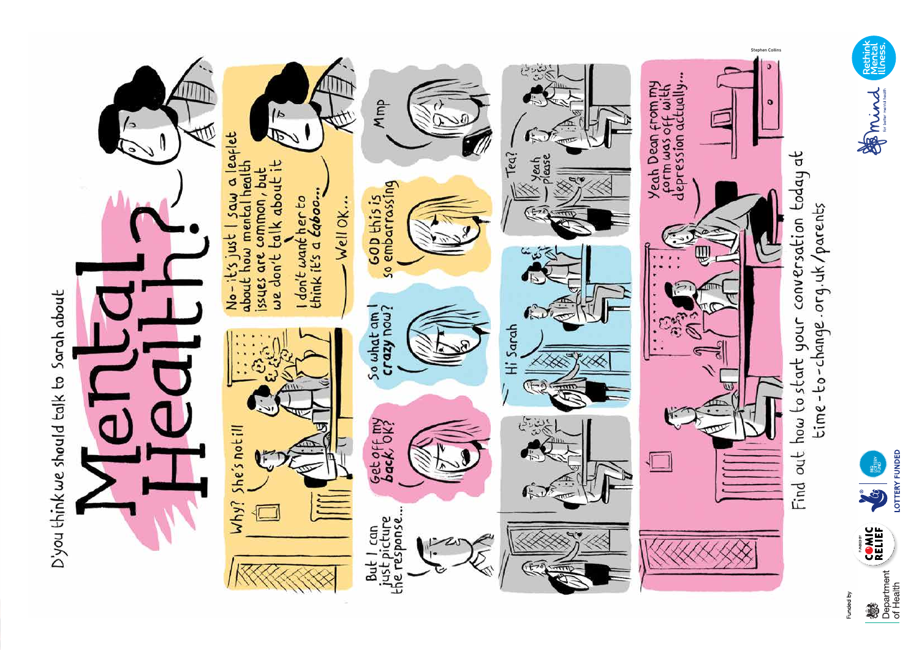D'you think we should talk to Sarah about

# Mental Health?

Why? She's not ill

No - it's just I saw a leaflet about how mental health issues are common, but we don't talk about it

I don't want her to think it's a *taboo*...

Well OK...

But I can just picture the response...

Get off my **back**, OK?

So what am I **crazy** now?

GOD this is so embarrassing

Mmp

Hi Sarah

Tea?

Yeah please

Yeah Dean from my form was off with depression actually...

Find out how to start your conversation today at time-to-change.org.uk/parents

Stephen Collins

Funded by Department of Health, Comic Relief, Big Lottery Fund – Lottery Funded

Mind for better mental health

Rethink Mental Illness.